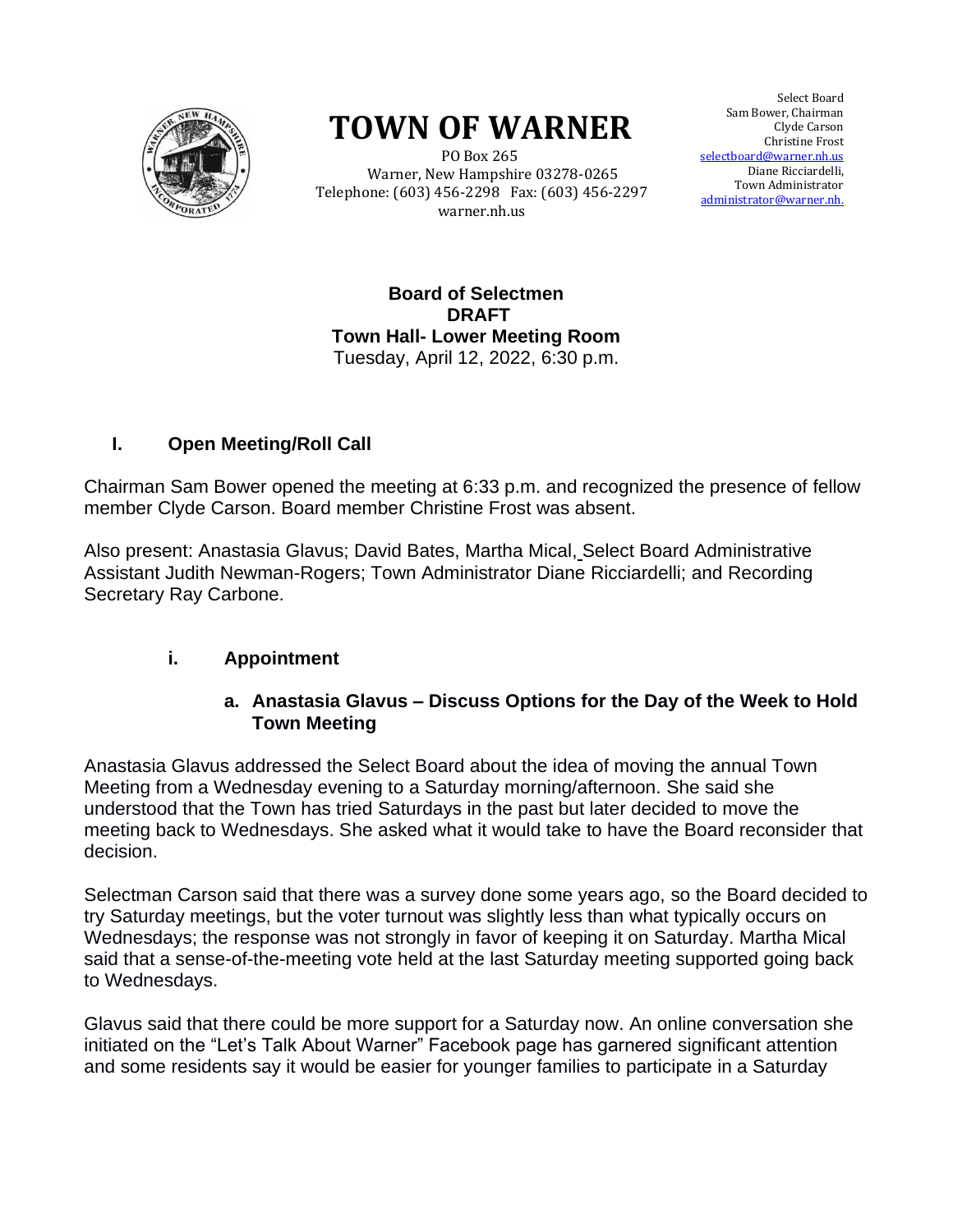# TOWN OF WARNER

PO Box 265
Warner, New Hampshire 03278-0265
Telephone: (603) 456-2298 Fax: (603) 456-2297
warner.nh.us

Select Board
Sam Bower, Chairman
Clyde Carson
Christine Frost
selectboard@warner.nh.us
Diane Ricciardelli,
Town Administrator
administrator@warner.nh.

**Board of Selectmen**
**DRAFT**
**Town Hall- Lower Meeting Room**
Tuesday, April 12, 2022, 6:30 p.m.

## I. Open Meeting/Roll Call

Chairman Sam Bower opened the meeting at 6:33 p.m. and recognized the presence of fellow member Clyde Carson. Board member Christine Frost was absent.

Also present: Anastasia Glavus; David Bates, Martha Mical, Select Board Administrative Assistant Judith Newman-Rogers; Town Administrator Diane Ricciardelli; and Recording Secretary Ray Carbone.

### i. Appointment

#### a. Anastasia Glavus – Discuss Options for the Day of the Week to Hold Town Meeting

Anastasia Glavus addressed the Select Board about the idea of moving the annual Town Meeting from a Wednesday evening to a Saturday morning/afternoon. She said she understood that the Town has tried Saturdays in the past but later decided to move the meeting back to Wednesdays. She asked what it would take to have the Board reconsider that decision.

Selectman Carson said that there was a survey done some years ago, so the Board decided to try Saturday meetings, but the voter turnout was slightly less than what typically occurs on Wednesdays; the response was not strongly in favor of keeping it on Saturday. Martha Mical said that a sense-of-the-meeting vote held at the last Saturday meeting supported going back to Wednesdays.

Glavus said that there could be more support for a Saturday now. An online conversation she initiated on the "Let's Talk About Warner" Facebook page has garnered significant attention and some residents say it would be easier for younger families to participate in a Saturday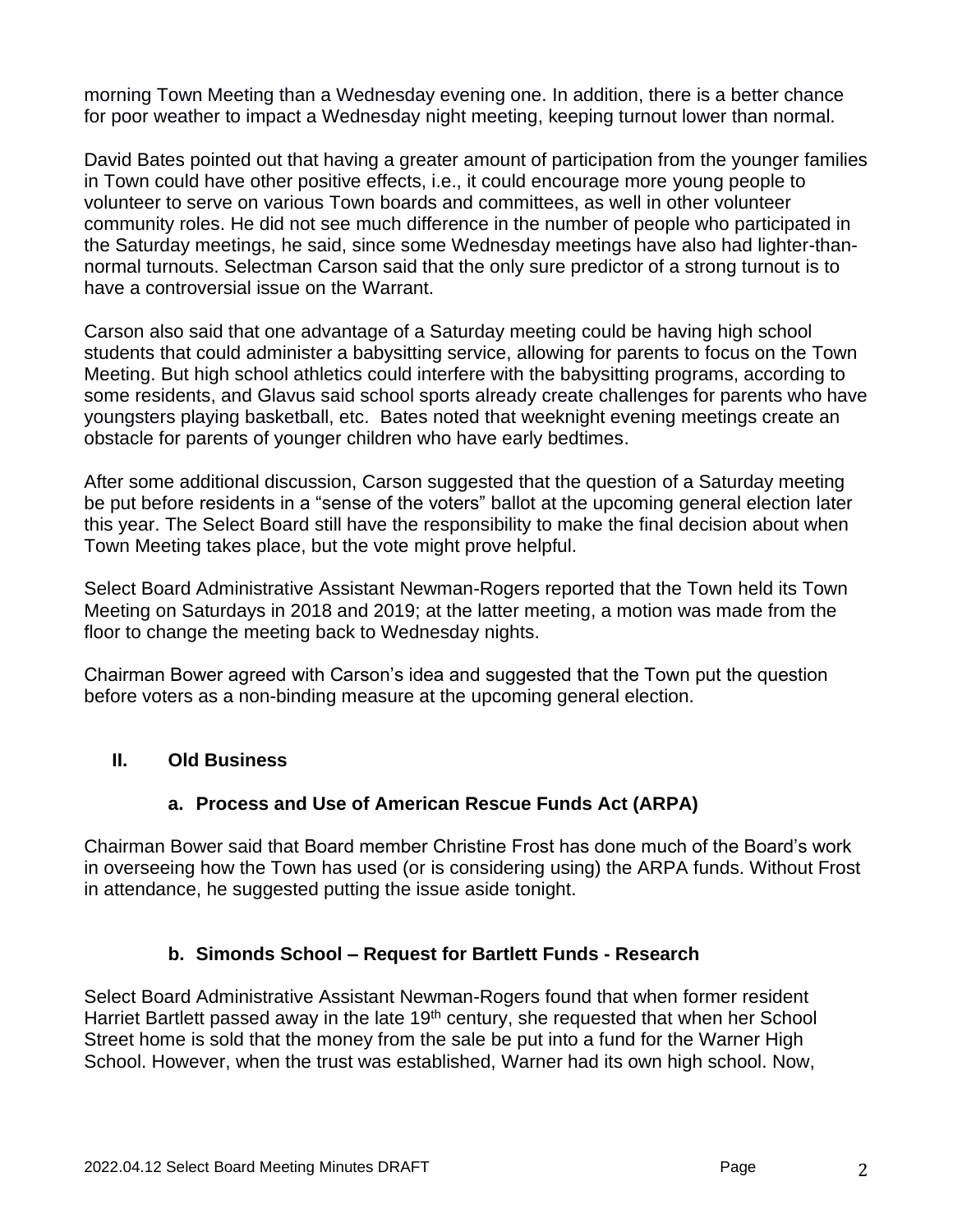morning Town Meeting than a Wednesday evening one. In addition, there is a better chance for poor weather to impact a Wednesday night meeting, keeping turnout lower than normal.

David Bates pointed out that having a greater amount of participation from the younger families in Town could have other positive effects, i.e., it could encourage more young people to volunteer to serve on various Town boards and committees, as well in other volunteer community roles. He did not see much difference in the number of people who participated in the Saturday meetings, he said, since some Wednesday meetings have also had lighter-than-normal turnouts. Selectman Carson said that the only sure predictor of a strong turnout is to have a controversial issue on the Warrant.

Carson also said that one advantage of a Saturday meeting could be having high school students that could administer a babysitting service, allowing for parents to focus on the Town Meeting. But high school athletics could interfere with the babysitting programs, according to some residents, and Glavus said school sports already create challenges for parents who have youngsters playing basketball, etc. Bates noted that weeknight evening meetings create an obstacle for parents of younger children who have early bedtimes.

After some additional discussion, Carson suggested that the question of a Saturday meeting be put before residents in a "sense of the voters" ballot at the upcoming general election later this year. The Select Board still have the responsibility to make the final decision about when Town Meeting takes place, but the vote might prove helpful.

Select Board Administrative Assistant Newman-Rogers reported that the Town held its Town Meeting on Saturdays in 2018 and 2019; at the latter meeting, a motion was made from the floor to change the meeting back to Wednesday nights.

Chairman Bower agreed with Carson's idea and suggested that the Town put the question before voters as a non-binding measure at the upcoming general election.

## II. Old Business

### a. Process and Use of American Rescue Funds Act (ARPA)

Chairman Bower said that Board member Christine Frost has done much of the Board's work in overseeing how the Town has used (or is considering using) the ARPA funds. Without Frost in attendance, he suggested putting the issue aside tonight.

### b. Simonds School – Request for Bartlett Funds - Research

Select Board Administrative Assistant Newman-Rogers found that when former resident Harriet Bartlett passed away in the late 19th century, she requested that when her School Street home is sold that the money from the sale be put into a fund for the Warner High School. However, when the trust was established, Warner had its own high school. Now,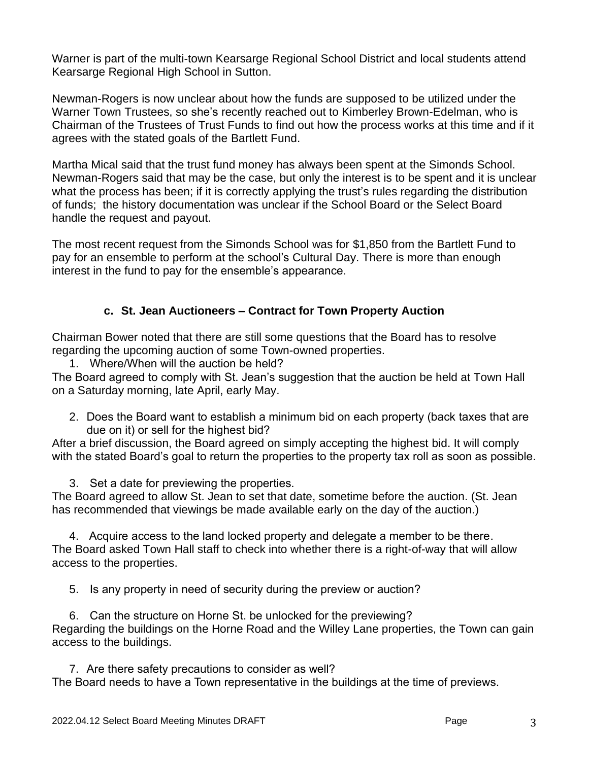Warner is part of the multi-town Kearsarge Regional School District and local students attend Kearsarge Regional High School in Sutton.

Newman-Rogers is now unclear about how the funds are supposed to be utilized under the Warner Town Trustees, so she's recently reached out to Kimberley Brown-Edelman, who is Chairman of the Trustees of Trust Funds to find out how the process works at this time and if it agrees with the stated goals of the Bartlett Fund.

Martha Mical said that the trust fund money has always been spent at the Simonds School. Newman-Rogers said that may be the case, but only the interest is to be spent and it is unclear what the process has been; if it is correctly applying the trust's rules regarding the distribution of funds; the history documentation was unclear if the School Board or the Select Board handle the request and payout.

The most recent request from the Simonds School was for $1,850 from the Bartlett Fund to pay for an ensemble to perform at the school's Cultural Day. There is more than enough interest in the fund to pay for the ensemble's appearance.

### c. St. Jean Auctioneers – Contract for Town Property Auction

Chairman Bower noted that there are still some questions that the Board has to resolve regarding the upcoming auction of some Town-owned properties.

1. Where/When will the auction be held?

The Board agreed to comply with St. Jean's suggestion that the auction be held at Town Hall on a Saturday morning, late April, early May.

2. Does the Board want to establish a minimum bid on each property (back taxes that are due on it) or sell for the highest bid?

After a brief discussion, the Board agreed on simply accepting the highest bid. It will comply with the stated Board's goal to return the properties to the property tax roll as soon as possible.

3. Set a date for previewing the properties.

The Board agreed to allow St. Jean to set that date, sometime before the auction. (St. Jean has recommended that viewings be made available early on the day of the auction.)

4. Acquire access to the land locked property and delegate a member to be there.

The Board asked Town Hall staff to check into whether there is a right-of-way that will allow access to the properties.

5. Is any property in need of security during the preview or auction?

6. Can the structure on Horne St. be unlocked for the previewing?

Regarding the buildings on the Horne Road and the Willey Lane properties, the Town can gain access to the buildings.

7. Are there safety precautions to consider as well?

The Board needs to have a Town representative in the buildings at the time of previews.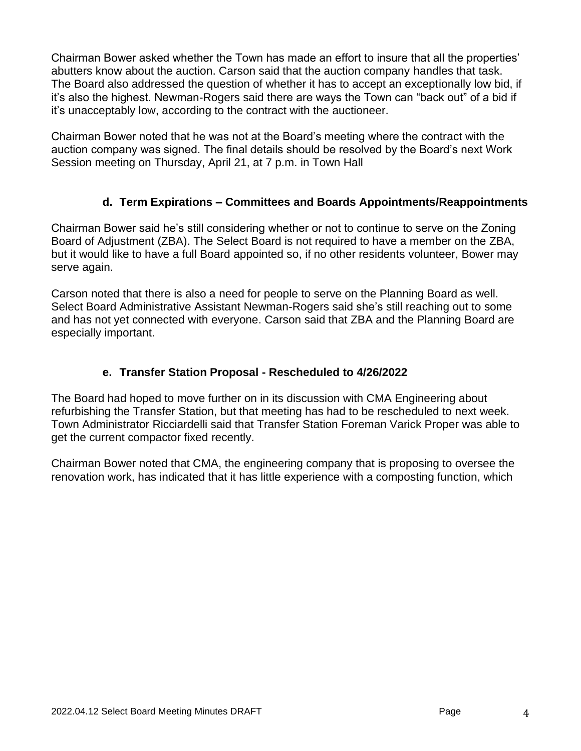Chairman Bower asked whether the Town has made an effort to insure that all the properties' abutters know about the auction. Carson said that the auction company handles that task. The Board also addressed the question of whether it has to accept an exceptionally low bid, if it's also the highest. Newman-Rogers said there are ways the Town can "back out" of a bid if it's unacceptably low, according to the contract with the auctioneer.

Chairman Bower noted that he was not at the Board's meeting where the contract with the auction company was signed. The final details should be resolved by the Board's next Work Session meeting on Thursday, April 21, at 7 p.m. in Town Hall

### d. Term Expirations – Committees and Boards Appointments/Reappointments

Chairman Bower said he's still considering whether or not to continue to serve on the Zoning Board of Adjustment (ZBA). The Select Board is not required to have a member on the ZBA, but it would like to have a full Board appointed so, if no other residents volunteer, Bower may serve again.

Carson noted that there is also a need for people to serve on the Planning Board as well. Select Board Administrative Assistant Newman-Rogers said she's still reaching out to some and has not yet connected with everyone. Carson said that ZBA and the Planning Board are especially important.

### e. Transfer Station Proposal - Rescheduled to 4/26/2022

The Board had hoped to move further on in its discussion with CMA Engineering about refurbishing the Transfer Station, but that meeting has had to be rescheduled to next week. Town Administrator Ricciardelli said that Transfer Station Foreman Varick Proper was able to get the current compactor fixed recently.

Chairman Bower noted that CMA, the engineering company that is proposing to oversee the renovation work, has indicated that it has little experience with a composting function, which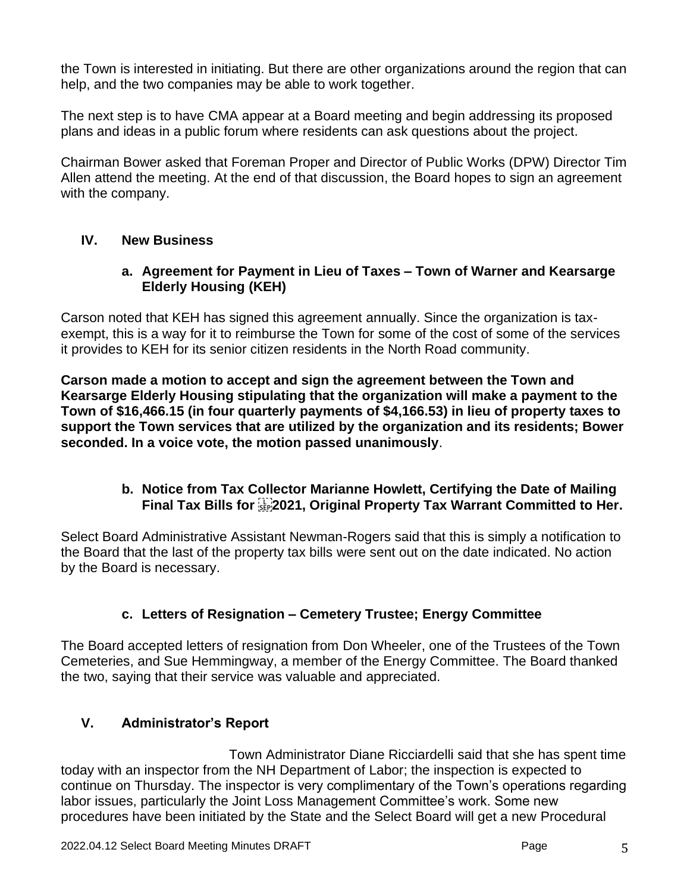the Town is interested in initiating. But there are other organizations around the region that can help, and the two companies may be able to work together.

The next step is to have CMA appear at a Board meeting and begin addressing its proposed plans and ideas in a public forum where residents can ask questions about the project.

Chairman Bower asked that Foreman Proper and Director of Public Works (DPW) Director Tim Allen attend the meeting. At the end of that discussion, the Board hopes to sign an agreement with the company.

## IV. New Business

### a. Agreement for Payment in Lieu of Taxes – Town of Warner and Kearsarge Elderly Housing (KEH)

Carson noted that KEH has signed this agreement annually. Since the organization is tax-exempt, this is a way for it to reimburse the Town for some of the cost of some of the services it provides to KEH for its senior citizen residents in the North Road community.

**Carson made a motion to accept and sign the agreement between the Town and Kearsarge Elderly Housing stipulating that the organization will make a payment to the Town of $16,466.15 (in four quarterly payments of $4,166.53) in lieu of property taxes to support the Town services that are utilized by the organization and its residents; Bower seconded. In a voice vote, the motion passed unanimously**.

### b. Notice from Tax Collector Marianne Howlett, Certifying the Date of Mailing Final Tax Bills for 2021, Original Property Tax Warrant Committed to Her.

Select Board Administrative Assistant Newman-Rogers said that this is simply a notification to the Board that the last of the property tax bills were sent out on the date indicated. No action by the Board is necessary.

### c. Letters of Resignation – Cemetery Trustee; Energy Committee

The Board accepted letters of resignation from Don Wheeler, one of the Trustees of the Town Cemeteries, and Sue Hemmingway, a member of the Energy Committee. The Board thanked the two, saying that their service was valuable and appreciated.

## V. Administrator's Report

Town Administrator Diane Ricciardelli said that she has spent time today with an inspector from the NH Department of Labor; the inspection is expected to continue on Thursday. The inspector is very complimentary of the Town's operations regarding labor issues, particularly the Joint Loss Management Committee's work. Some new procedures have been initiated by the State and the Select Board will get a new Procedural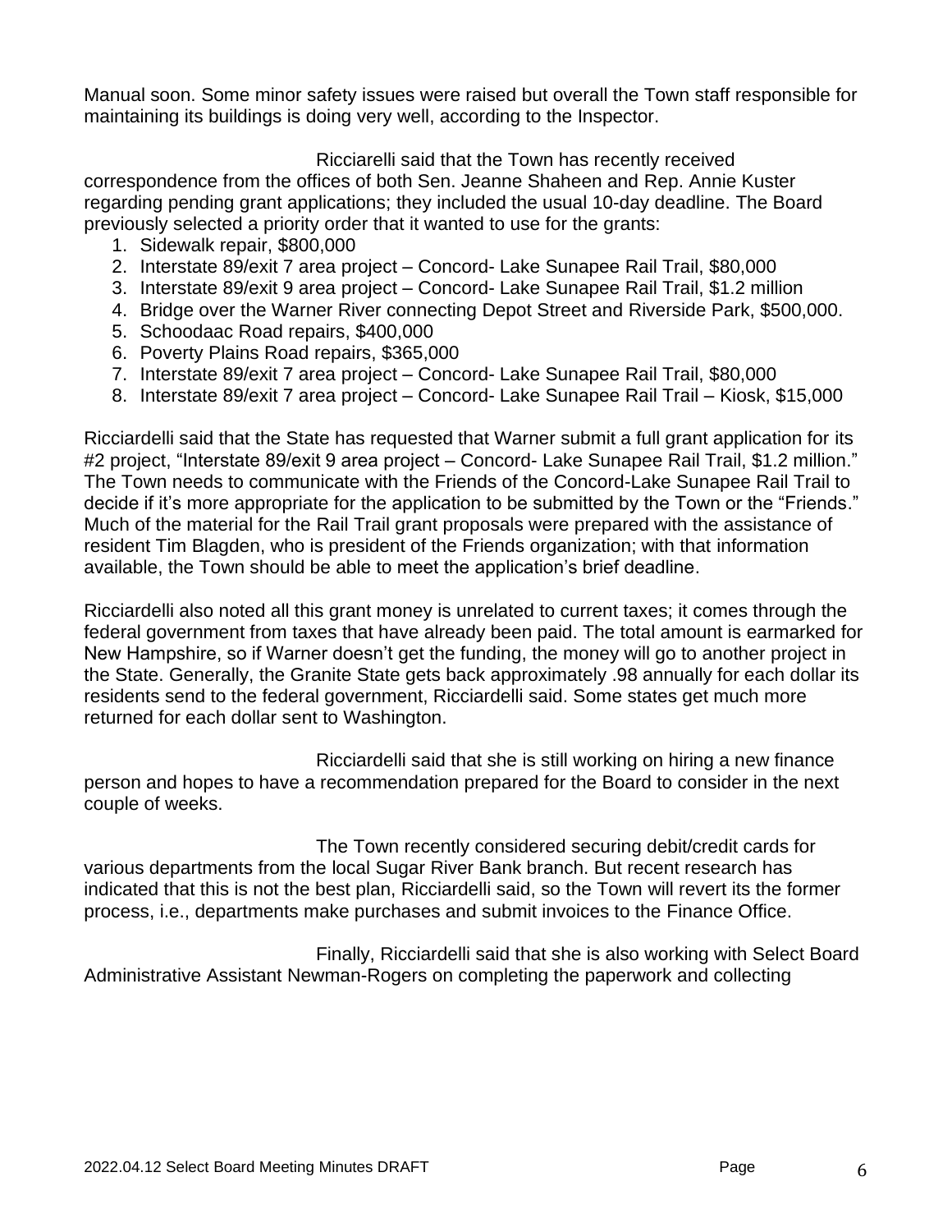Manual soon. Some minor safety issues were raised but overall the Town staff responsible for maintaining its buildings is doing very well, according to the Inspector.

Ricciarelli said that the Town has recently received correspondence from the offices of both Sen. Jeanne Shaheen and Rep. Annie Kuster regarding pending grant applications; they included the usual 10-day deadline. The Board previously selected a priority order that it wanted to use for the grants:

1. Sidewalk repair, $800,000
2. Interstate 89/exit 7 area project – Concord- Lake Sunapee Rail Trail, $80,000
3. Interstate 89/exit 9 area project – Concord- Lake Sunapee Rail Trail, $1.2 million
4. Bridge over the Warner River connecting Depot Street and Riverside Park, $500,000.
5. Schoodaac Road repairs, $400,000
6. Poverty Plains Road repairs, $365,000
7. Interstate 89/exit 7 area project – Concord- Lake Sunapee Rail Trail, $80,000
8. Interstate 89/exit 7 area project – Concord- Lake Sunapee Rail Trail – Kiosk, $15,000

Ricciardelli said that the State has requested that Warner submit a full grant application for its #2 project, "Interstate 89/exit 9 area project – Concord- Lake Sunapee Rail Trail, $1.2 million." The Town needs to communicate with the Friends of the Concord-Lake Sunapee Rail Trail to decide if it's more appropriate for the application to be submitted by the Town or the "Friends." Much of the material for the Rail Trail grant proposals were prepared with the assistance of resident Tim Blagden, who is president of the Friends organization; with that information available, the Town should be able to meet the application's brief deadline.

Ricciardelli also noted all this grant money is unrelated to current taxes; it comes through the federal government from taxes that have already been paid. The total amount is earmarked for New Hampshire, so if Warner doesn't get the funding, the money will go to another project in the State. Generally, the Granite State gets back approximately .98 annually for each dollar its residents send to the federal government, Ricciardelli said. Some states get much more returned for each dollar sent to Washington.

Ricciardelli said that she is still working on hiring a new finance person and hopes to have a recommendation prepared for the Board to consider in the next couple of weeks.

The Town recently considered securing debit/credit cards for various departments from the local Sugar River Bank branch. But recent research has indicated that this is not the best plan, Ricciardelli said, so the Town will revert its the former process, i.e., departments make purchases and submit invoices to the Finance Office.

Finally, Ricciardelli said that she is also working with Select Board Administrative Assistant Newman-Rogers on completing the paperwork and collecting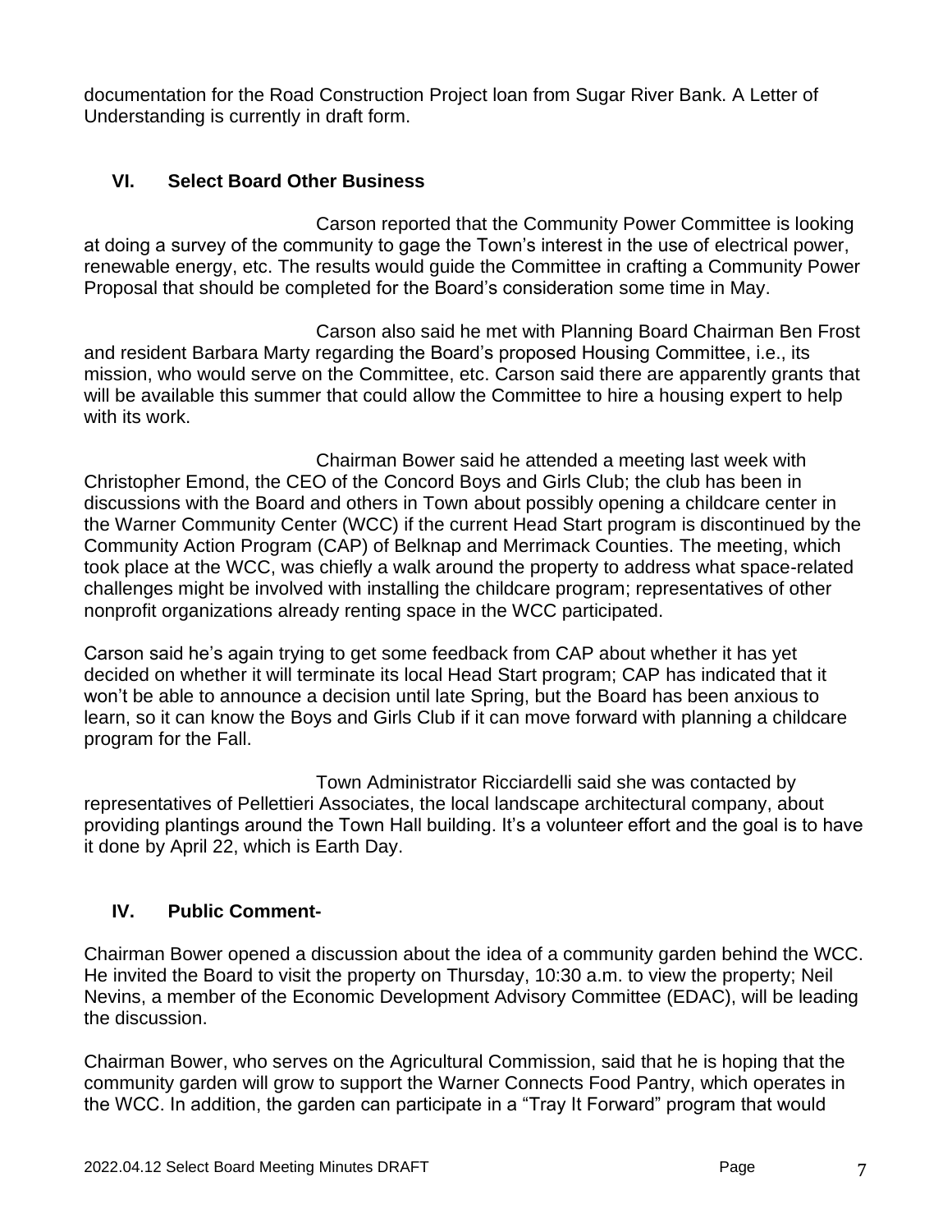documentation for the Road Construction Project loan from Sugar River Bank. A Letter of Understanding is currently in draft form.

## VI. Select Board Other Business

Carson reported that the Community Power Committee is looking at doing a survey of the community to gage the Town's interest in the use of electrical power, renewable energy, etc. The results would guide the Committee in crafting a Community Power Proposal that should be completed for the Board's consideration some time in May.

Carson also said he met with Planning Board Chairman Ben Frost and resident Barbara Marty regarding the Board's proposed Housing Committee, i.e., its mission, who would serve on the Committee, etc. Carson said there are apparently grants that will be available this summer that could allow the Committee to hire a housing expert to help with its work.

Chairman Bower said he attended a meeting last week with Christopher Emond, the CEO of the Concord Boys and Girls Club; the club has been in discussions with the Board and others in Town about possibly opening a childcare center in the Warner Community Center (WCC) if the current Head Start program is discontinued by the Community Action Program (CAP) of Belknap and Merrimack Counties. The meeting, which took place at the WCC, was chiefly a walk around the property to address what space-related challenges might be involved with installing the childcare program; representatives of other nonprofit organizations already renting space in the WCC participated.

Carson said he's again trying to get some feedback from CAP about whether it has yet decided on whether it will terminate its local Head Start program; CAP has indicated that it won't be able to announce a decision until late Spring, but the Board has been anxious to learn, so it can know the Boys and Girls Club if it can move forward with planning a childcare program for the Fall.

Town Administrator Ricciardelli said she was contacted by representatives of Pellettieri Associates, the local landscape architectural company, about providing plantings around the Town Hall building. It's a volunteer effort and the goal is to have it done by April 22, which is Earth Day.

## IV. Public Comment-

Chairman Bower opened a discussion about the idea of a community garden behind the WCC. He invited the Board to visit the property on Thursday, 10:30 a.m. to view the property; Neil Nevins, a member of the Economic Development Advisory Committee (EDAC), will be leading the discussion.

Chairman Bower, who serves on the Agricultural Commission, said that he is hoping that the community garden will grow to support the Warner Connects Food Pantry, which operates in the WCC. In addition, the garden can participate in a "Tray It Forward" program that would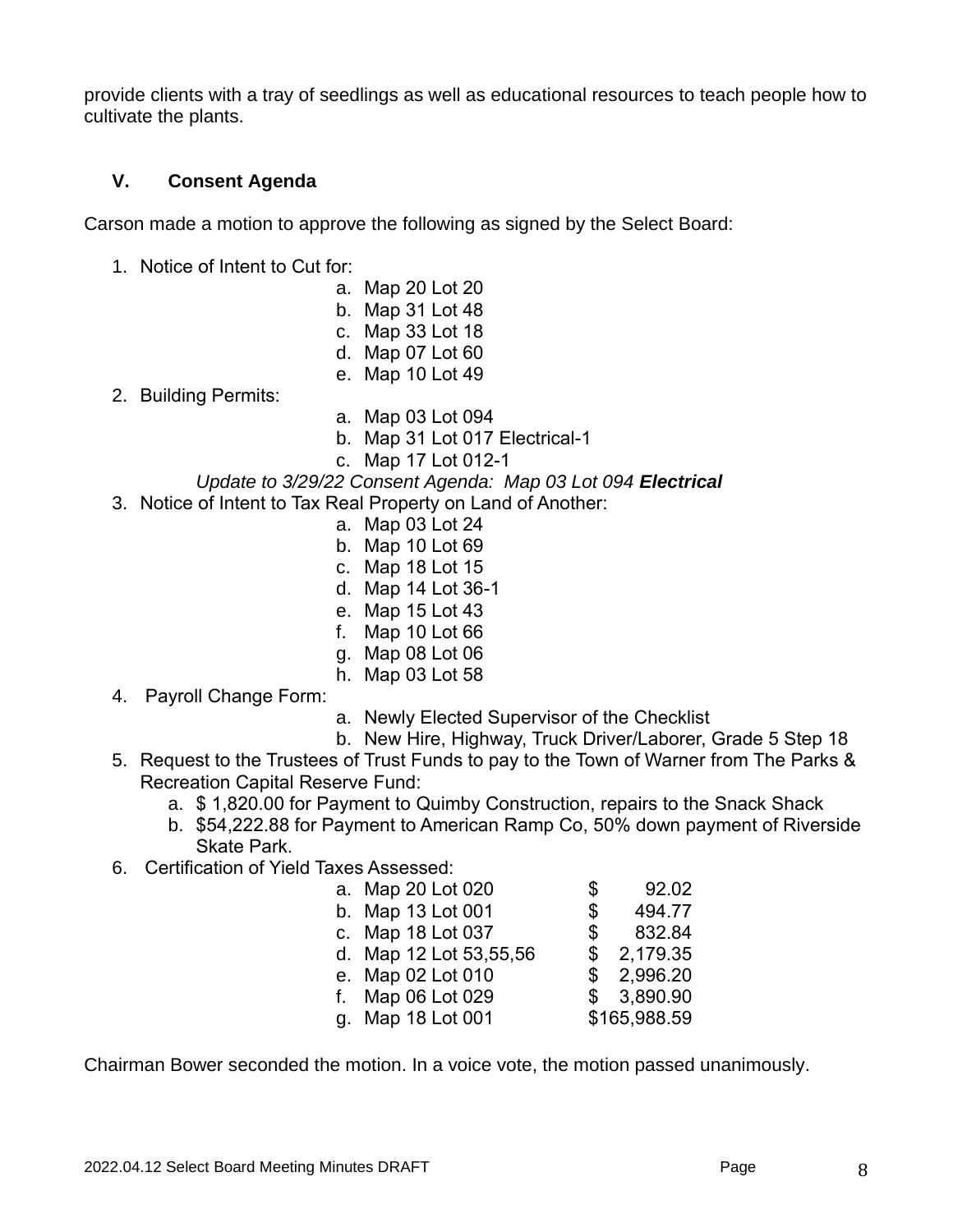provide clients with a tray of seedlings as well as educational resources to teach people how to cultivate the plants.

## V. Consent Agenda

Carson made a motion to approve the following as signed by the Select Board:

1. Notice of Intent to Cut for:
    a. Map 20 Lot 20
    b. Map 31 Lot 48
    c. Map 33 Lot 18
    d. Map 07 Lot 60
    e. Map 10 Lot 49
2. Building Permits:
    a. Map 03 Lot 094
    b. Map 31 Lot 017 Electrical-1
    c. Map 17 Lot 012-1

    *Update to 3/29/22 Consent Agenda: Map 03 Lot 094* ***Electrical***
3. Notice of Intent to Tax Real Property on Land of Another:
    a. Map 03 Lot 24
    b. Map 10 Lot 69
    c. Map 18 Lot 15
    d. Map 14 Lot 36-1
    e. Map 15 Lot 43
    f. Map 10 Lot 66
    g. Map 08 Lot 06
    h. Map 03 Lot 58
4. Payroll Change Form:
    a. Newly Elected Supervisor of the Checklist
    b. New Hire, Highway, Truck Driver/Laborer, Grade 5 Step 18
5. Request to the Trustees of Trust Funds to pay to the Town of Warner from The Parks & Recreation Capital Reserve Fund:
    a. $ 1,820.00 for Payment to Quimby Construction, repairs to the Snack Shack
    b. $54,222.88 for Payment to American Ramp Co, 50% down payment of Riverside Skate Park.
6. Certification of Yield Taxes Assessed:

| | |
|---|---|
| a. Map 20 Lot 020 | $ 92.02 |
| b. Map 13 Lot 001 | $ 494.77 |
| c. Map 18 Lot 037 | $ 832.84 |
| d. Map 12 Lot 53,55,56 | $ 2,179.35 |
| e. Map 02 Lot 010 | $ 2,996.20 |
| f. Map 06 Lot 029 | $ 3,890.90 |
| g. Map 18 Lot 001 | $165,988.59 |

Chairman Bower seconded the motion. In a voice vote, the motion passed unanimously.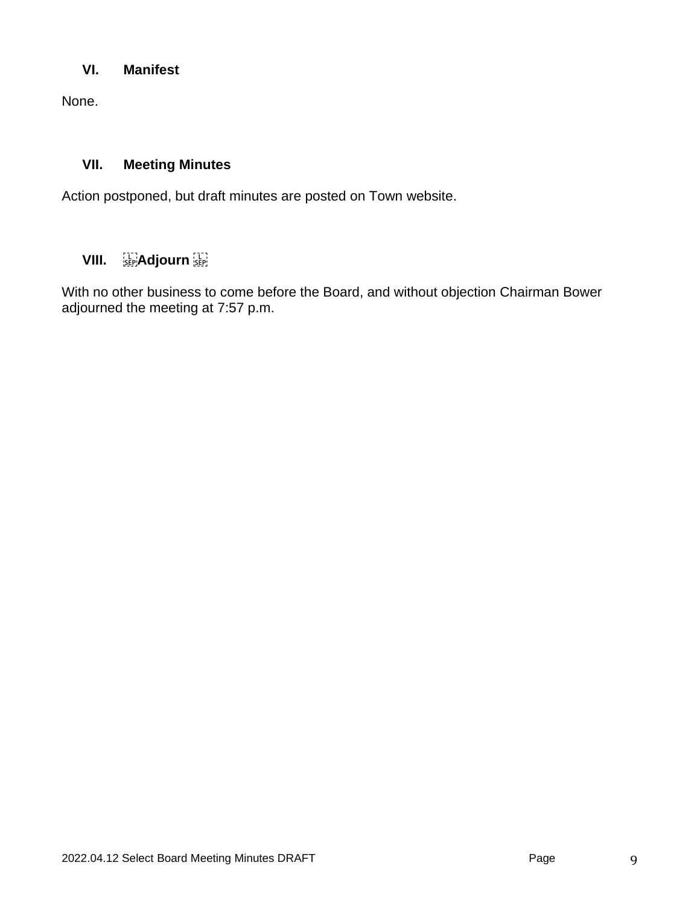## VI. Manifest

None.

## VII. Meeting Minutes

Action postponed, but draft minutes are posted on Town website.

## VIII. Adjourn

With no other business to come before the Board, and without objection Chairman Bower adjourned the meeting at 7:57 p.m.